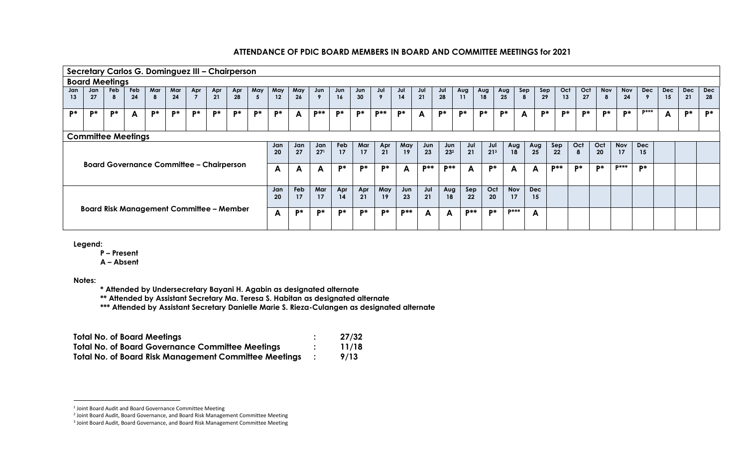## ATTENDANCE OF PDIC BOARD MEMBERS IN BOARD AND COMMITTEE MEETINGS for 2021

### Secretary Carlos G. Dominguez III – Chairperson

**Board Meetings**

| Jan 13 | Jan 27 | Feb 8 | Feb 24 | Mar 8 | Mar 24 | Apr 7 | Apr 21 | Apr 28 | May 5 | May 12 | May 26 | Jun 9 | Jun 16 | Jun 30 | Jul 9 | Jul 14 | Jul 21 | Jul 28 | Aug 11 | Aug 18 | Aug 25 | Sep 8 | Sep 29 | Oct 13 | Oct 27 | Nov 8 | Nov 24 | Dec 9 | Dec 15 | Dec 21 | Dec 28 |
|---|---|---|---|---|---|---|---|---|---|---|---|---|---|---|---|---|---|---|---|---|---|---|---|---|---|---|---|---|---|---|---|
| P* | P* | P* | A | P* | P* | P* | P* | P* | P* | P* | A | P** | P* | P* | P** | P* | A | P* | P* | P* | P* | A | P* | P* | P* | P* | P* | P*** | A | P* | P* |

**Committee Meetings**

**Board Governance Committee – Chairperson**

| Jan 20 | Jan 27 | Jan 27[1] | Feb 17 | Mar 17 | Apr 21 | May 19 | Jun 23 | Jun 23[2] | Jul 21 | Jul 21[3] | Aug 18 | Aug 25 | Sep 22 | Oct 8 | Oct 20 | Nov 17 | Dec 15 |
|---|---|---|---|---|---|---|---|---|---|---|---|---|---|---|---|---|---|
| A | A | A | P* | P* | P* | A | P** | P** | A | P* | A | A | P** | P* | P* | P*** | P* |

**Board Risk Management Committee – Member**

| Jan 20 | Feb 17 | Mar 17 | Apr 14 | Apr 21 | May 19 | Jun 23 | Jul 21 | Aug 18 | Sep 22 | Oct 20 | Nov 17 | Dec 15 |
|---|---|---|---|---|---|---|---|---|---|---|---|---|
| A | P* | P* | P* | P* | P* | P** | A | A | P** | P* | P*** | A |

**Legend:**

**P – Present**
**A – Absent**

**Notes:**

**\* Attended by Undersecretary Bayani H. Agabin as designated alternate**
**\*\* Attended by Assistant Secretary Ma. Teresa S. Habitan as designated alternate**
**\*\*\* Attended by Assistant Secretary Danielle Marie S. Rieza-Culangen as designated alternate**

| | | |
|---|---|---|
| **Total No. of Board Meetings** | **:** | **27/32** |
| **Total No. of Board Governance Committee Meetings** | **:** | **11/18** |
| **Total No. of Board Risk Management Committee Meetings** | **:** | **9/13** |

---

[1] Joint Board Audit and Board Governance Committee Meeting
[2] Joint Board Audit, Board Governance, and Board Risk Management Committee Meeting
[3] Joint Board Audit, Board Governance, and Board Risk Management Committee Meeting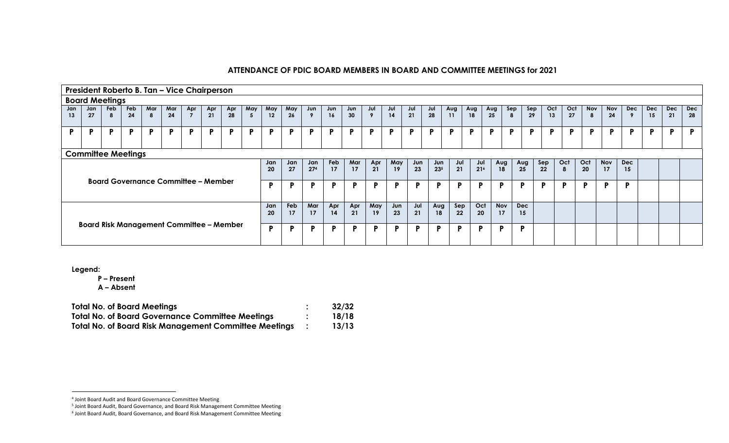## ATTENDANCE OF PDIC BOARD MEMBERS IN BOARD AND COMMITTEE MEETINGS for 2021

**President Roberto B. Tan – Vice Chairperson**

**Board Meetings**

| Jan 13 | Jan 27 | Feb 8 | Feb 24 | Mar 8 | Mar 24 | Apr 7 | Apr 21 | Apr 28 | May 5 | May 12 | May 26 | Jun 9 | Jun 16 | Jun 30 | Jul 9 | Jul 14 | Jul 21 | Jul 28 | Aug 11 | Aug 18 | Aug 25 | Sep 8 | Sep 29 | Oct 13 | Oct 27 | Nov 8 | Nov 24 | Dec 9 | Dec 15 | Dec 21 | Dec 28 |
|---|---|---|---|---|---|---|---|---|---|---|---|---|---|---|---|---|---|---|---|---|---|---|---|---|---|---|---|---|---|---|---|
| P | P | P | P | P | P | P | P | P | P | P | P | P | P | P | P | P | P | P | P | P | P | P | P | P | P | P | P | P | P | P | P |

**Committee Meetings**

**Board Governance Committee – Member**

| Jan 20 | Jan 27 | Jan 27[4] | Feb 17 | Mar 17 | Apr 21 | May 19 | Jun 23 | Jun 23[5] | Jul 21 | Jul 21[6] | Aug 18 | Aug 25 | Sep 22 | Oct 8 | Oct 20 | Nov 17 | Dec 15 |
|---|---|---|---|---|---|---|---|---|---|---|---|---|---|---|---|---|---|
| P | P | P | P | P | P | P | P | P | P | P | P | P | P | P | P | P | P |

**Board Risk Management Committee – Member**

| Jan 20 | Feb 17 | Mar 17 | Apr 14 | Apr 21 | May 19 | Jun 23 | Jul 21 | Aug 18 | Sep 22 | Oct 20 | Nov 17 | Dec 15 |
|---|---|---|---|---|---|---|---|---|---|---|---|---|
| P | P | P | P | P | P | P | P | P | P | P | P | P |

**Legend:**

**P – Present**
**A – Absent**

| | | |
|---|---|---|
| **Total No. of Board Meetings** | **:** | **32/32** |
| **Total No. of Board Governance Committee Meetings** | **:** | **18/18** |
| **Total No. of Board Risk Management Committee Meetings** | **:** | **13/13** |

[4] Joint Board Audit and Board Governance Committee Meeting

[5] Joint Board Audit, Board Governance, and Board Risk Management Committee Meeting

[6] Joint Board Audit, Board Governance, and Board Risk Management Committee Meeting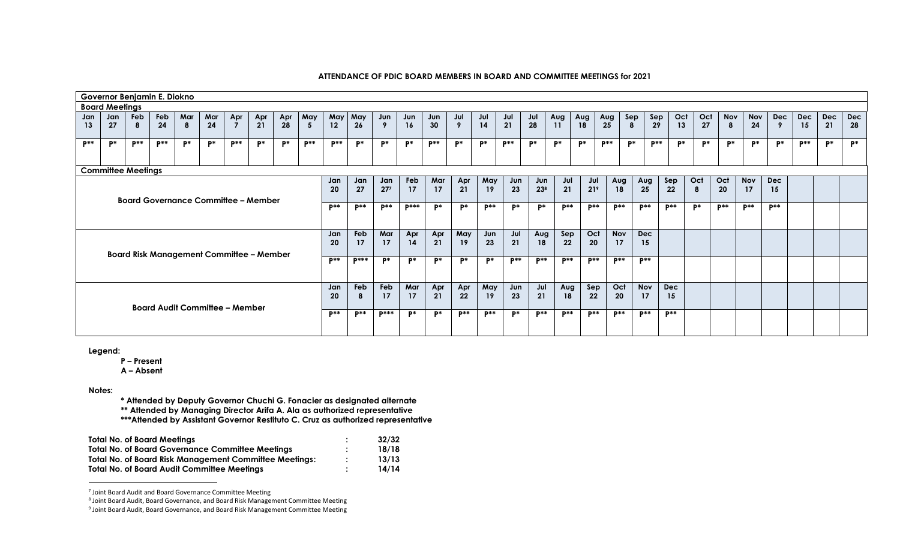**ATTENDANCE OF PDIC BOARD MEMBERS IN BOARD AND COMMITTEE MEETINGS for 2021**

**Governor Benjamin E. Diokno**

**Board Meetings**

| Jan 13 | Jan 27 | Feb 8 | Feb 24 | Mar 8 | Mar 24 | Apr 7 | Apr 21 | Apr 28 | May 5 | May 12 | May 26 | Jun 9 | Jun 16 | Jun 30 | Jul 9 | Jul 14 | Jul 21 | Jul 28 | Aug 11 | Aug 18 | Aug 25 | Sep 8 | Sep 29 | Oct 13 | Oct 27 | Nov 8 | Nov 24 | Dec 9 | Dec 15 | Dec 21 | Dec 28 |
|---|---|---|---|---|---|---|---|---|---|---|---|---|---|---|---|---|---|---|---|---|---|---|---|---|---|---|---|---|---|---|---|
| P** | P* | P** | P** | P* | P* | P** | P* | P* | P** | P** | P* | P* | P* | P** | P* | P* | P** | P* | P* | P* | P** | P* | P** | P* | P* | P* | P* | P* | P** | P* | P* |

**Committee Meetings**

| Committee | | | | | | | | | | | | | | | | | | |
|---|---|---|---|---|---|---|---|---|---|---|---|---|---|---|---|---|---|---|
| **Board Governance Committee – Member** | Jan 20 | Jan 27 | Jan 27[7] | Feb 17 | Mar 17 | Apr 21 | May 19 | Jun 23 | Jun 23[8] | Jul 21 | Jul 21[9] | Aug 18 | Aug 25 | Sep 22 | Oct 8 | Oct 20 | Nov 17 | Dec 15 |
| | P** | P** | P** | P*** | P* | P* | P** | P* | P* | P** | P** | P** | P** | P** | P* | P** | P** | P** |
| **Board Risk Management Committee – Member** | Jan 20 | Feb 17 | Mar 17 | Apr 14 | Apr 21 | May 19 | Jun 23 | Jul 21 | Aug 18 | Sep 22 | Oct 20 | Nov 17 | Dec 15 | | | | | |
| | P** | P*** | P* | P* | P* | P* | P* | P** | P** | P** | P** | P** | P** | | | | | |
| **Board Audit Committee – Member** | Jan 20 | Feb 8 | Feb 17 | Mar 17 | Apr 21 | Apr 22 | May 19 | Jun 23 | Jul 21 | Aug 18 | Sep 22 | Oct 20 | Nov 17 | Dec 15 | | | | |
| | P** | P** | P*** | P* | P* | P** | P** | P* | P** | P** | P** | P** | P** | P** | | | | |

**Legend:**

**P – Present**
**A – Absent**

**Notes:**

**\* Attended by Deputy Governor Chuchi G. Fonacier as designated alternate**
**\*\* Attended by Managing Director Arifa A. Ala as authorized representative**
**\*\*\*Attended by Assistant Governor Restituto C. Cruz as authorized representative**

| | | |
|---|---|---|
| **Total No. of Board Meetings** | **:** | **32/32** |
| **Total No. of Board Governance Committee Meetings** | **:** | **18/18** |
| **Total No. of Board Risk Management Committee Meetings:** | **:** | **13/13** |
| **Total No. of Board Audit Committee Meetings** | **:** | **14/14** |

[7] Joint Board Audit and Board Governance Committee Meeting
[8] Joint Board Audit, Board Governance, and Board Risk Management Committee Meeting
[9] Joint Board Audit, Board Governance, and Board Risk Management Committee Meeting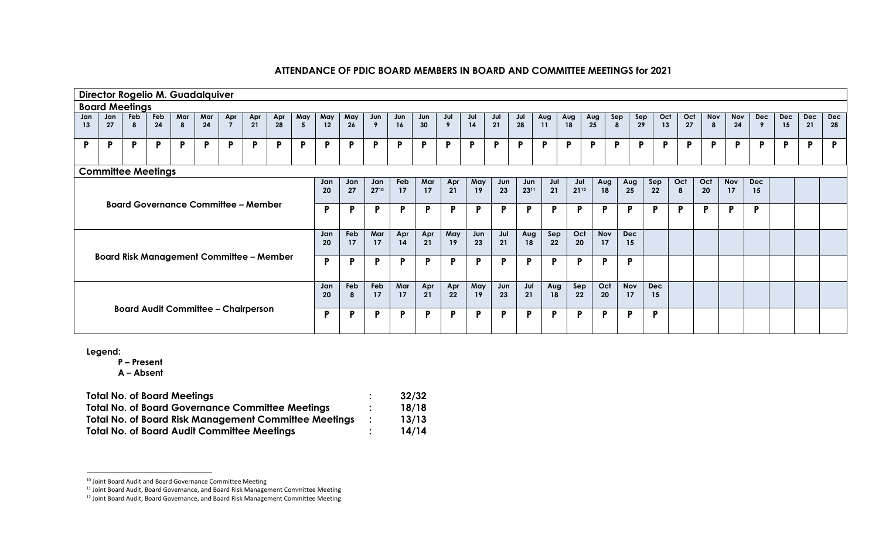# ATTENDANCE OF PDIC BOARD MEMBERS IN BOARD AND COMMITTEE MEETINGS for 2021

**Director Rogelio M. Guadalquiver**

**Board Meetings**

| Jan 13 | Jan 27 | Feb 8 | Feb 24 | Mar 8 | Mar 24 | Apr 7 | Apr 21 | Apr 28 | May 5 | May 12 | May 26 | Jun 9 | Jun 16 | Jun 30 | Jul 9 | Jul 14 | Jul 21 | Jul 28 | Aug 11 | Aug 18 | Aug 25 | Sep 8 | Sep 29 | Oct 13 | Oct 27 | Nov 8 | Nov 24 | Dec 9 | Dec 15 | Dec 21 | Dec 28 |
|---|---|---|---|---|---|---|---|---|---|---|---|---|---|---|---|---|---|---|---|---|---|---|---|---|---|---|---|---|---|---|---|
| P | P | P | P | P | P | P | P | P | P | P | P | P | P | P | P | P | P | P | P | P | P | P | P | P | P | P | P | P | P | P | P |

**Committee Meetings**

**Board Governance Committee – Member**

| Jan 20 | Jan 27 | Jan 27[10] | Feb 17 | Mar 17 | Apr 21 | May 19 | Jun 23 | Jun 23[11] | Jul 21 | Jul 21[12] | Aug 18 | Aug 25 | Sep 22 | Oct 8 | Oct 20 | Nov 17 | Dec 15 |
|---|---|---|---|---|---|---|---|---|---|---|---|---|---|---|---|---|---|
| P | P | P | P | P | P | P | P | P | P | P | P | P | P | P | P | P | P |

**Board Risk Management Committee – Member**

| Jan 20 | Feb 17 | Mar 17 | Apr 14 | Apr 21 | May 19 | Jun 23 | Jul 21 | Aug 18 | Sep 22 | Oct 20 | Nov 17 | Dec 15 |
|---|---|---|---|---|---|---|---|---|---|---|---|---|
| P | P | P | P | P | P | P | P | P | P | P | P | P |

**Board Audit Committee – Chairperson**

| Jan 20 | Feb 8 | Feb 17 | Mar 17 | Apr 21 | Apr 22 | May 19 | Jun 23 | Jul 21 | Aug 18 | Sep 22 | Oct 20 | Nov 17 | Dec 15 |
|---|---|---|---|---|---|---|---|---|---|---|---|---|---|
| P | P | P | P | P | P | P | P | P | P | P | P | P | P |

**Legend:**

**P – Present**
**A – Absent**

| | | |
|---|---|---|
| **Total No. of Board Meetings** | : | **32/32** |
| **Total No. of Board Governance Committee Meetings** | : | **18/18** |
| **Total No. of Board Risk Management Committee Meetings** | : | **13/13** |
| **Total No. of Board Audit Committee Meetings** | : | **14/14** |

[10] Joint Board Audit and Board Governance Committee Meeting

[11] Joint Board Audit, Board Governance, and Board Risk Management Committee Meeting

[12] Joint Board Audit, Board Governance, and Board Risk Management Committee Meeting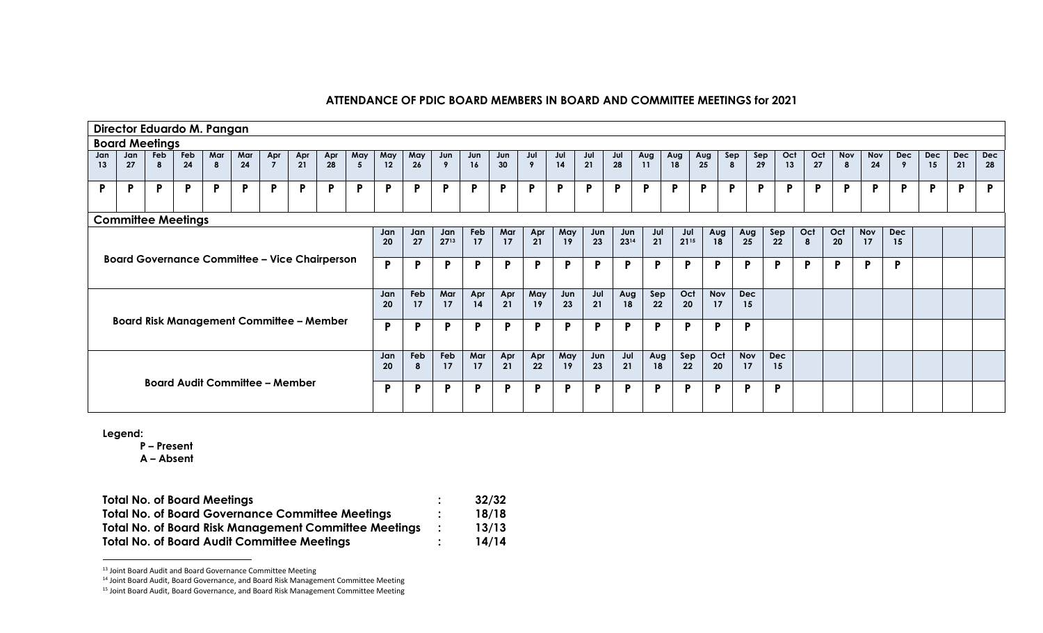## ATTENDANCE OF PDIC BOARD MEMBERS IN BOARD AND COMMITTEE MEETINGS for 2021

**Director Eduardo M. Pangan**

**Board Meetings**

| Jan 13 | Jan 27 | Feb 8 | Feb 24 | Mar 8 | Mar 24 | Apr 7 | Apr 21 | Apr 28 | May 5 | May 12 | May 26 | Jun 9 | Jun 16 | Jun 30 | Jul 9 | Jul 14 | Jul 21 | Jul 28 | Aug 11 | Aug 18 | Aug 25 | Sep 8 | Sep 29 | Oct 13 | Oct 27 | Nov 8 | Nov 24 | Dec 9 | Dec 15 | Dec 21 | Dec 28 |
|---|---|---|---|---|---|---|---|---|---|---|---|---|---|---|---|---|---|---|---|---|---|---|---|---|---|---|---|---|---|---|---|
| P | P | P | P | P | P | P | P | P | P | P | P | P | P | P | P | P | P | P | P | P | P | P | P | P | P | P | P | P | P | P | P |

**Committee Meetings**

**Board Governance Committee – Vice Chairperson**

| Jan 20 | Jan 27 | Jan 27[13] | Feb 17 | Mar 17 | Apr 21 | May 19 | Jun 23 | Jun 23[14] | Jul 21 | Jul 21[15] | Aug 18 | Aug 25 | Sep 22 | Oct 8 | Oct 20 | Nov 17 | Dec 15 |
|---|---|---|---|---|---|---|---|---|---|---|---|---|---|---|---|---|---|
| P | P | P | P | P | P | P | P | P | P | P | P | P | P | P | P | P | P |

**Board Risk Management Committee – Member**

| Jan 20 | Feb 17 | Mar 17 | Apr 14 | Apr 21 | May 19 | Jun 23 | Jul 21 | Aug 18 | Sep 22 | Oct 20 | Nov 17 | Dec 15 |
|---|---|---|---|---|---|---|---|---|---|---|---|---|
| P | P | P | P | P | P | P | P | P | P | P | P | P |

**Board Audit Committee – Member**

| Jan 20 | Feb 8 | Feb 17 | Mar 17 | Apr 21 | Apr 22 | May 19 | Jun 23 | Jul 21 | Aug 18 | Sep 22 | Oct 20 | Nov 17 | Dec 15 |
|---|---|---|---|---|---|---|---|---|---|---|---|---|---|
| P | P | P | P | P | P | P | P | P | P | P | P | P | P |

**Legend:**

**P – Present**
**A – Absent**

| | | |
|---|---|---|
| **Total No. of Board Meetings** | **:** | **32/32** |
| **Total No. of Board Governance Committee Meetings** | **:** | **18/18** |
| **Total No. of Board Risk Management Committee Meetings** | **:** | **13/13** |
| **Total No. of Board Audit Committee Meetings** | **:** | **14/14** |

[13] Joint Board Audit and Board Governance Committee Meeting

[14] Joint Board Audit, Board Governance, and Board Risk Management Committee Meeting

[15] Joint Board Audit, Board Governance, and Board Risk Management Committee Meeting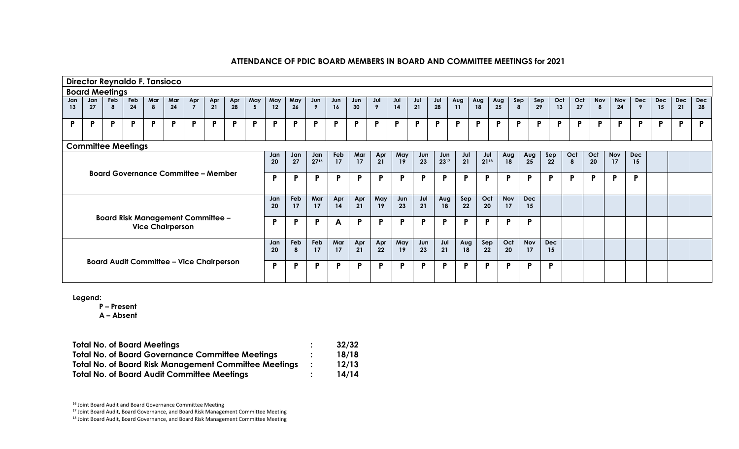## ATTENDANCE OF PDIC BOARD MEMBERS IN BOARD AND COMMITTEE MEETINGS for 2021

**Director Reynaldo F. Tansioco**

**Board Meetings**

| Jan 13 | Jan 27 | Feb 8 | Feb 24 | Mar 8 | Mar 24 | Apr 7 | Apr 21 | Apr 28 | May 5 | May 12 | May 26 | Jun 9 | Jun 16 | Jun 30 | Jul 9 | Jul 14 | Jul 21 | Jul 28 | Aug 11 | Aug 18 | Aug 25 | Sep 8 | Sep 29 | Oct 13 | Oct 27 | Nov 8 | Nov 24 | Dec 9 | Dec 15 | Dec 21 | Dec 28 |
|---|---|---|---|---|---|---|---|---|---|---|---|---|---|---|---|---|---|---|---|---|---|---|---|---|---|---|---|---|---|---|---|
| P | P | P | P | P | P | P | P | P | P | P | P | P | P | P | P | P | P | P | P | P | P | P | P | P | P | P | P | P | P | P | P |

**Committee Meetings**

**Board Governance Committee – Member**

| Jan 20 | Jan 27 | Jan 27[16] | Feb 17 | Mar 17 | Apr 21 | May 19 | Jun 23 | Jun 23[17] | Jul 21 | Jul 21[18] | Aug 18 | Aug 25 | Sep 22 | Oct 8 | Oct 20 | Nov 17 | Dec 15 |
|---|---|---|---|---|---|---|---|---|---|---|---|---|---|---|---|---|---|
| P | P | P | P | P | P | P | P | P | P | P | P | P | P | P | P | P | P |

**Board Risk Management Committee – Vice Chairperson**

| Jan 20 | Feb 17 | Mar 17 | Apr 14 | Apr 21 | May 19 | Jun 23 | Jul 21 | Aug 18 | Sep 22 | Oct 20 | Nov 17 | Dec 15 |
|---|---|---|---|---|---|---|---|---|---|---|---|---|
| P | P | P | A | P | P | P | P | P | P | P | P | P |

**Board Audit Committee – Vice Chairperson**

| Jan 20 | Feb 8 | Feb 17 | Mar 17 | Apr 21 | Apr 22 | May 19 | Jun 23 | Jul 21 | Aug 18 | Sep 22 | Oct 20 | Nov 17 | Dec 15 |
|---|---|---|---|---|---|---|---|---|---|---|---|---|---|
| P | P | P | P | P | P | P | P | P | P | P | P | P | P |

**Legend:**

**P – Present**
**A – Absent**

| | | |
|---|---|---|
| **Total No. of Board Meetings** | **:** | **32/32** |
| **Total No. of Board Governance Committee Meetings** | **:** | **18/18** |
| **Total No. of Board Risk Management Committee Meetings** | **:** | **12/13** |
| **Total No. of Board Audit Committee Meetings** | **:** | **14/14** |

[16] Joint Board Audit and Board Governance Committee Meeting

[17] Joint Board Audit, Board Governance, and Board Risk Management Committee Meeting

[18] Joint Board Audit, Board Governance, and Board Risk Management Committee Meeting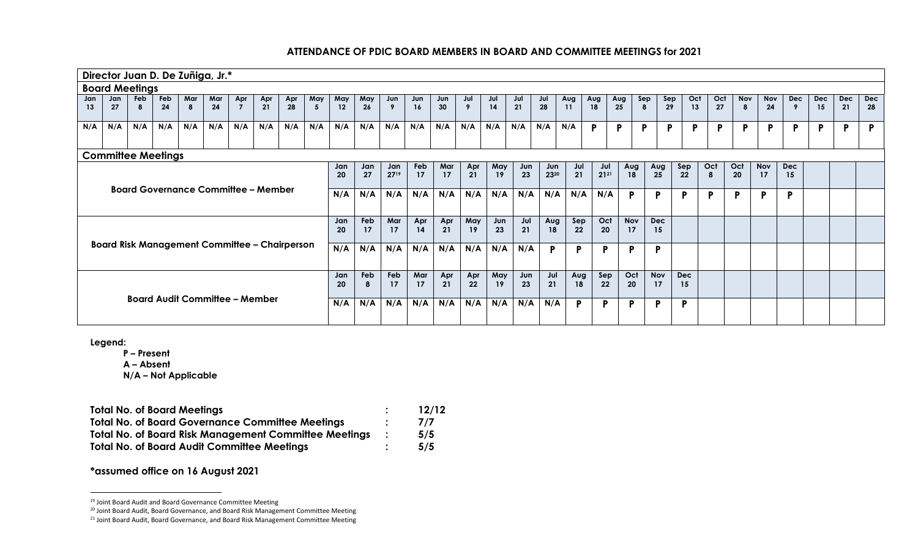## ATTENDANCE OF PDIC BOARD MEMBERS IN BOARD AND COMMITTEE MEETINGS for 2021

**Director Juan D. De Zuñiga, Jr.***

**Board Meetings**

| Jan 13 | Jan 27 | Feb 8 | Feb 24 | Mar 8 | Mar 24 | Apr 7 | Apr 21 | Apr 28 | May 5 | May 12 | May 26 | Jun 9 | Jun 16 | Jun 30 | Jul 9 | Jul 14 | Jul 21 | Jul 28 | Aug 11 | Aug 18 | Aug 25 | Sep 8 | Sep 29 | Oct 13 | Oct 27 | Nov 8 | Nov 24 | Dec 9 | Dec 15 | Dec 21 | Dec 28 |
|---|---|---|---|---|---|---|---|---|---|---|---|---|---|---|---|---|---|---|---|---|---|---|---|---|---|---|---|---|---|---|---|
| N/A | N/A | N/A | N/A | N/A | N/A | N/A | N/A | N/A | N/A | N/A | N/A | N/A | N/A | N/A | N/A | N/A | N/A | N/A | N/A | P | P | P | P | P | P | P | P | P | P | P | P |

**Committee Meetings**

**Board Governance Committee – Member**

| Jan 20 | Jan 27 | Jan 27[19] | Feb 17 | Mar 17 | Apr 21 | May 19 | Jun 23 | Jun 23[20] | Jul 21 | Jul 21[21] | Aug 18 | Aug 25 | Sep 22 | Oct 8 | Oct 20 | Nov 17 | Dec 15 |
|---|---|---|---|---|---|---|---|---|---|---|---|---|---|---|---|---|---|
| N/A | N/A | N/A | N/A | N/A | N/A | N/A | N/A | N/A | N/A | N/A | P | P | P | P | P | P | P |

**Board Risk Management Committee – Chairperson**

| Jan 20 | Feb 17 | Mar 17 | Apr 14 | Apr 21 | May 19 | Jun 23 | Jul 21 | Aug 18 | Sep 22 | Oct 20 | Nov 17 | Dec 15 |
|---|---|---|---|---|---|---|---|---|---|---|---|---|
| N/A | N/A | N/A | N/A | N/A | N/A | N/A | N/A | P | P | P | P | P |

**Board Audit Committee – Member**

| Jan 20 | Feb 8 | Feb 17 | Mar 17 | Apr 21 | Apr 22 | May 19 | Jun 23 | Jul 21 | Aug 18 | Sep 22 | Oct 20 | Nov 17 | Dec 15 |
|---|---|---|---|---|---|---|---|---|---|---|---|---|---|
| N/A | N/A | N/A | N/A | N/A | N/A | N/A | N/A | N/A | P | P | P | P | P |

**Legend:**

**P – Present**
**A – Absent**
**N/A – Not Applicable**

| | | |
|---|---|---|
| **Total No. of Board Meetings** | : | **12/12** |
| **Total No. of Board Governance Committee Meetings** | : | **7/7** |
| **Total No. of Board Risk Management Committee Meetings** | : | **5/5** |
| **Total No. of Board Audit Committee Meetings** | : | **5/5** |

**\*assumed office on 16 August 2021**

[19] Joint Board Audit and Board Governance Committee Meeting

[20] Joint Board Audit, Board Governance, and Board Risk Management Committee Meeting

[21] Joint Board Audit, Board Governance, and Board Risk Management Committee Meeting